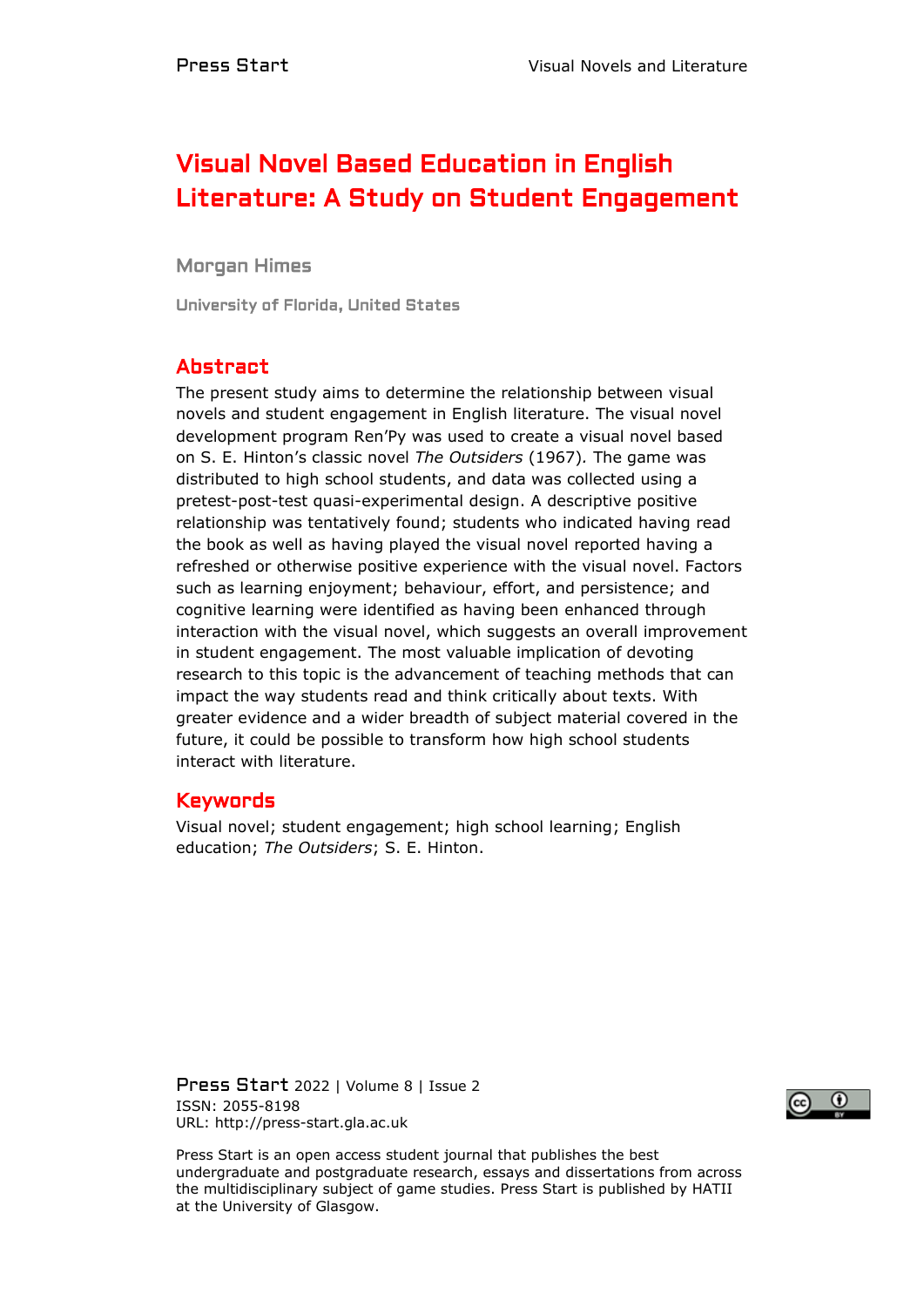# Visual Novel Based Education in English Literature: A Study on Student Engagement

**Morgan Himes**

University of Florida, United States

## Abstract

The present study aims to determine the relationship between visual novels and student engagement in English literature. The visual novel development program Ren'Py was used to create a visual novel based on S. E. Hinton's classic novel *The Outsiders* (1967). The game was distributed to high school students, and data was collected using a pretest-post-test quasi-experimental design. A descriptive positive relationship was tentatively found; students who indicated having read the book as well as having played the visual novel reported having a refreshed or otherwise positive experience with the visual novel. Factors such as learning enjoyment; behaviour, effort, and persistence; and cognitive learning were identified as having been enhanced through interaction with the visual novel, which suggests an overall improvement in student engagement. The most valuable implication of devoting research to this topic is the advancement of teaching methods that can impact the way students read and think critically about texts. With greater evidence and a wider breadth of subject material covered in the future, it could be possible to transform how high school students interact with literature.

## Keywords

Visual novel; student engagement; high school learning; English education; *The Outsiders*; S. E. Hinton.

Press Start 2022 | Volume 8 | Issue 2
ISSN: 2055-8198
URL: http://press-start.gla.ac.uk

Press Start is an open access student journal that publishes the best undergraduate and postgraduate research, essays and dissertations from across the multidisciplinary subject of game studies. Press Start is published by HATII at the University of Glasgow.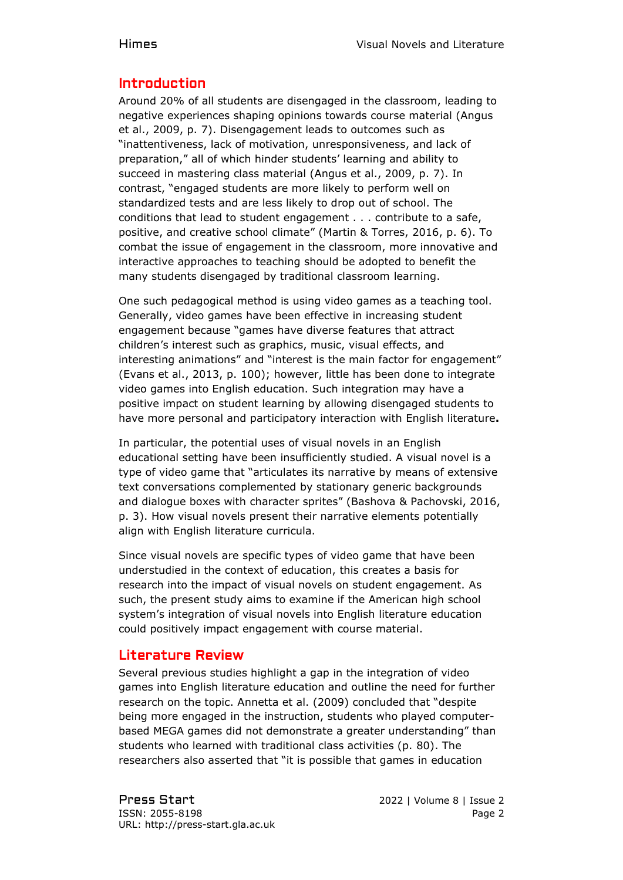## Introduction

Around 20% of all students are disengaged in the classroom, leading to negative experiences shaping opinions towards course material (Angus et al., 2009, p. 7). Disengagement leads to outcomes such as "inattentiveness, lack of motivation, unresponsiveness, and lack of preparation," all of which hinder students' learning and ability to succeed in mastering class material (Angus et al., 2009, p. 7). In contrast, "engaged students are more likely to perform well on standardized tests and are less likely to drop out of school. The conditions that lead to student engagement . . . contribute to a safe, positive, and creative school climate" (Martin & Torres, 2016, p. 6). To combat the issue of engagement in the classroom, more innovative and interactive approaches to teaching should be adopted to benefit the many students disengaged by traditional classroom learning.

One such pedagogical method is using video games as a teaching tool. Generally, video games have been effective in increasing student engagement because "games have diverse features that attract children's interest such as graphics, music, visual effects, and interesting animations" and "interest is the main factor for engagement" (Evans et al., 2013, p. 100); however, little has been done to integrate video games into English education. Such integration may have a positive impact on student learning by allowing disengaged students to have more personal and participatory interaction with English literature**.**

In particular, the potential uses of visual novels in an English educational setting have been insufficiently studied. A visual novel is a type of video game that "articulates its narrative by means of extensive text conversations complemented by stationary generic backgrounds and dialogue boxes with character sprites" (Bashova & Pachovski, 2016, p. 3). How visual novels present their narrative elements potentially align with English literature curricula.

Since visual novels are specific types of video game that have been understudied in the context of education, this creates a basis for research into the impact of visual novels on student engagement. As such, the present study aims to examine if the American high school system's integration of visual novels into English literature education could positively impact engagement with course material.

## Literature Review

Several previous studies highlight a gap in the integration of video games into English literature education and outline the need for further research on the topic. Annetta et al. (2009) concluded that "despite being more engaged in the instruction, students who played computer-based MEGA games did not demonstrate a greater understanding" than students who learned with traditional class activities (p. 80). The researchers also asserted that "it is possible that games in education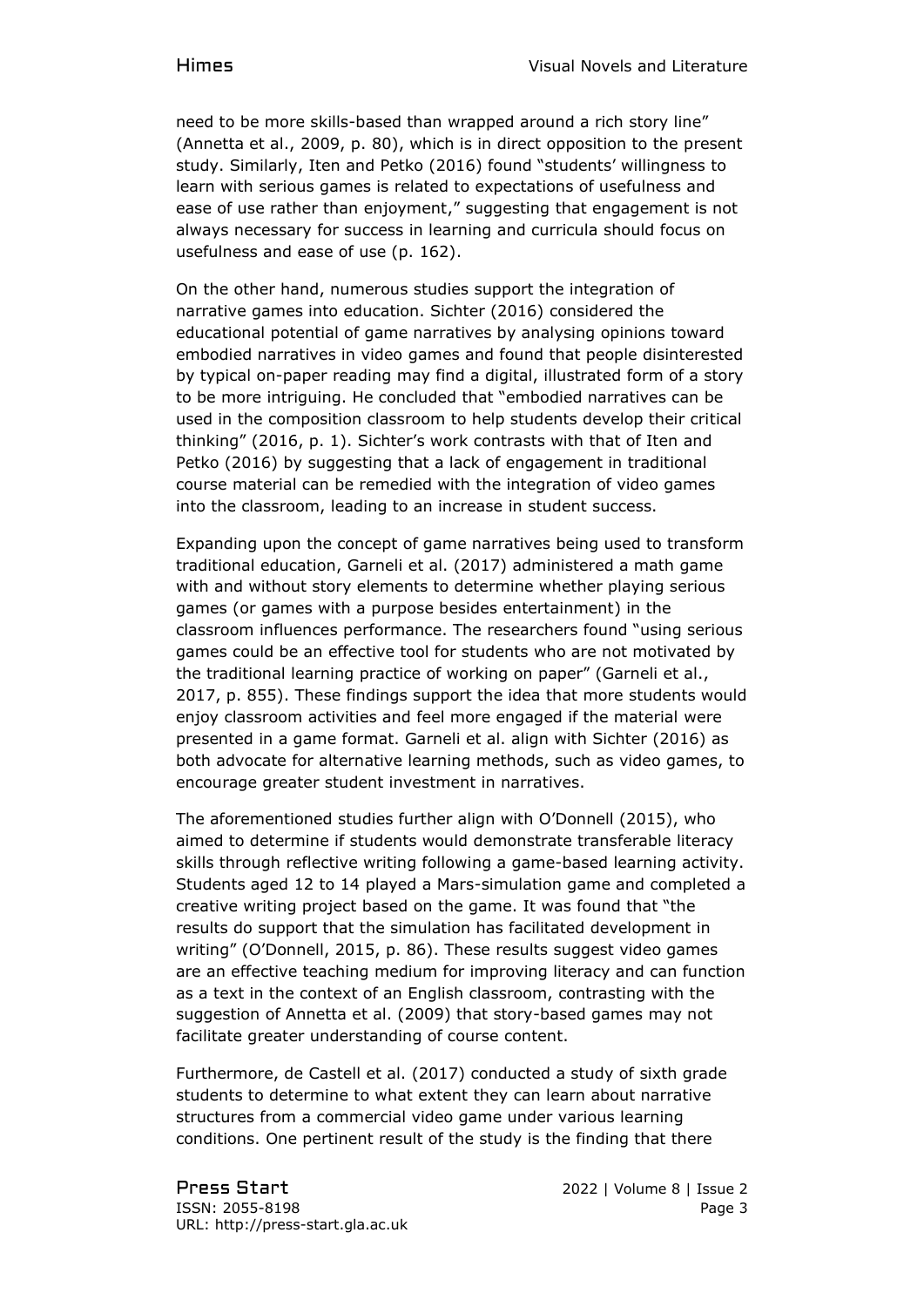need to be more skills-based than wrapped around a rich story line" (Annetta et al., 2009, p. 80), which is in direct opposition to the present study. Similarly, Iten and Petko (2016) found "students' willingness to learn with serious games is related to expectations of usefulness and ease of use rather than enjoyment," suggesting that engagement is not always necessary for success in learning and curricula should focus on usefulness and ease of use (p. 162).

On the other hand, numerous studies support the integration of narrative games into education. Sichter (2016) considered the educational potential of game narratives by analysing opinions toward embodied narratives in video games and found that people disinterested by typical on-paper reading may find a digital, illustrated form of a story to be more intriguing. He concluded that "embodied narratives can be used in the composition classroom to help students develop their critical thinking" (2016, p. 1). Sichter's work contrasts with that of Iten and Petko (2016) by suggesting that a lack of engagement in traditional course material can be remedied with the integration of video games into the classroom, leading to an increase in student success.

Expanding upon the concept of game narratives being used to transform traditional education, Garneli et al. (2017) administered a math game with and without story elements to determine whether playing serious games (or games with a purpose besides entertainment) in the classroom influences performance. The researchers found "using serious games could be an effective tool for students who are not motivated by the traditional learning practice of working on paper" (Garneli et al., 2017, p. 855). These findings support the idea that more students would enjoy classroom activities and feel more engaged if the material were presented in a game format. Garneli et al. align with Sichter (2016) as both advocate for alternative learning methods, such as video games, to encourage greater student investment in narratives.

The aforementioned studies further align with O'Donnell (2015), who aimed to determine if students would demonstrate transferable literacy skills through reflective writing following a game-based learning activity. Students aged 12 to 14 played a Mars-simulation game and completed a creative writing project based on the game. It was found that "the results do support that the simulation has facilitated development in writing" (O'Donnell, 2015, p. 86). These results suggest video games are an effective teaching medium for improving literacy and can function as a text in the context of an English classroom, contrasting with the suggestion of Annetta et al. (2009) that story-based games may not facilitate greater understanding of course content.

Furthermore, de Castell et al. (2017) conducted a study of sixth grade students to determine to what extent they can learn about narrative structures from a commercial video game under various learning conditions. One pertinent result of the study is the finding that there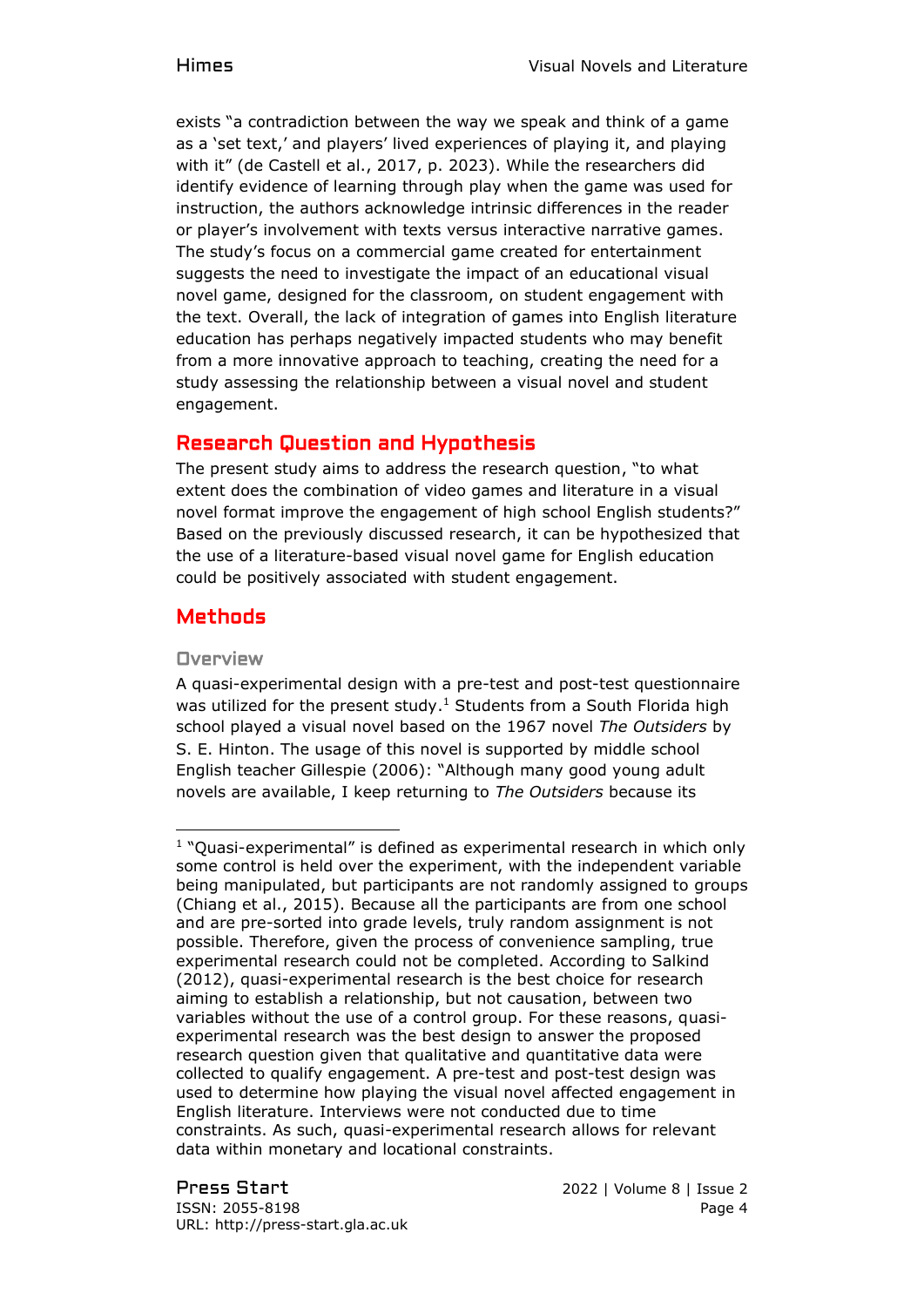exists "a contradiction between the way we speak and think of a game as a 'set text,' and players' lived experiences of playing it, and playing with it" (de Castell et al., 2017, p. 2023). While the researchers did identify evidence of learning through play when the game was used for instruction, the authors acknowledge intrinsic differences in the reader or player's involvement with texts versus interactive narrative games. The study's focus on a commercial game created for entertainment suggests the need to investigate the impact of an educational visual novel game, designed for the classroom, on student engagement with the text. Overall, the lack of integration of games into English literature education has perhaps negatively impacted students who may benefit from a more innovative approach to teaching, creating the need for a study assessing the relationship between a visual novel and student engagement.

## Research Question and Hypothesis

The present study aims to address the research question, "to what extent does the combination of video games and literature in a visual novel format improve the engagement of high school English students?" Based on the previously discussed research, it can be hypothesized that the use of a literature-based visual novel game for English education could be positively associated with student engagement.

## Methods

### Overview

A quasi-experimental design with a pre-test and post-test questionnaire was utilized for the present study.[1] Students from a South Florida high school played a visual novel based on the 1967 novel *The Outsiders* by S. E. Hinton. The usage of this novel is supported by middle school English teacher Gillespie (2006): "Although many good young adult novels are available, I keep returning to *The Outsiders* because its

[1] "Quasi-experimental" is defined as experimental research in which only some control is held over the experiment, with the independent variable being manipulated, but participants are not randomly assigned to groups (Chiang et al., 2015). Because all the participants are from one school and are pre-sorted into grade levels, truly random assignment is not possible. Therefore, given the process of convenience sampling, true experimental research could not be completed. According to Salkind (2012), quasi-experimental research is the best choice for research aiming to establish a relationship, but not causation, between two variables without the use of a control group. For these reasons, quasi-experimental research was the best design to answer the proposed research question given that qualitative and quantitative data were collected to qualify engagement. A pre-test and post-test design was used to determine how playing the visual novel affected engagement in English literature. Interviews were not conducted due to time constraints. As such, quasi-experimental research allows for relevant data within monetary and locational constraints.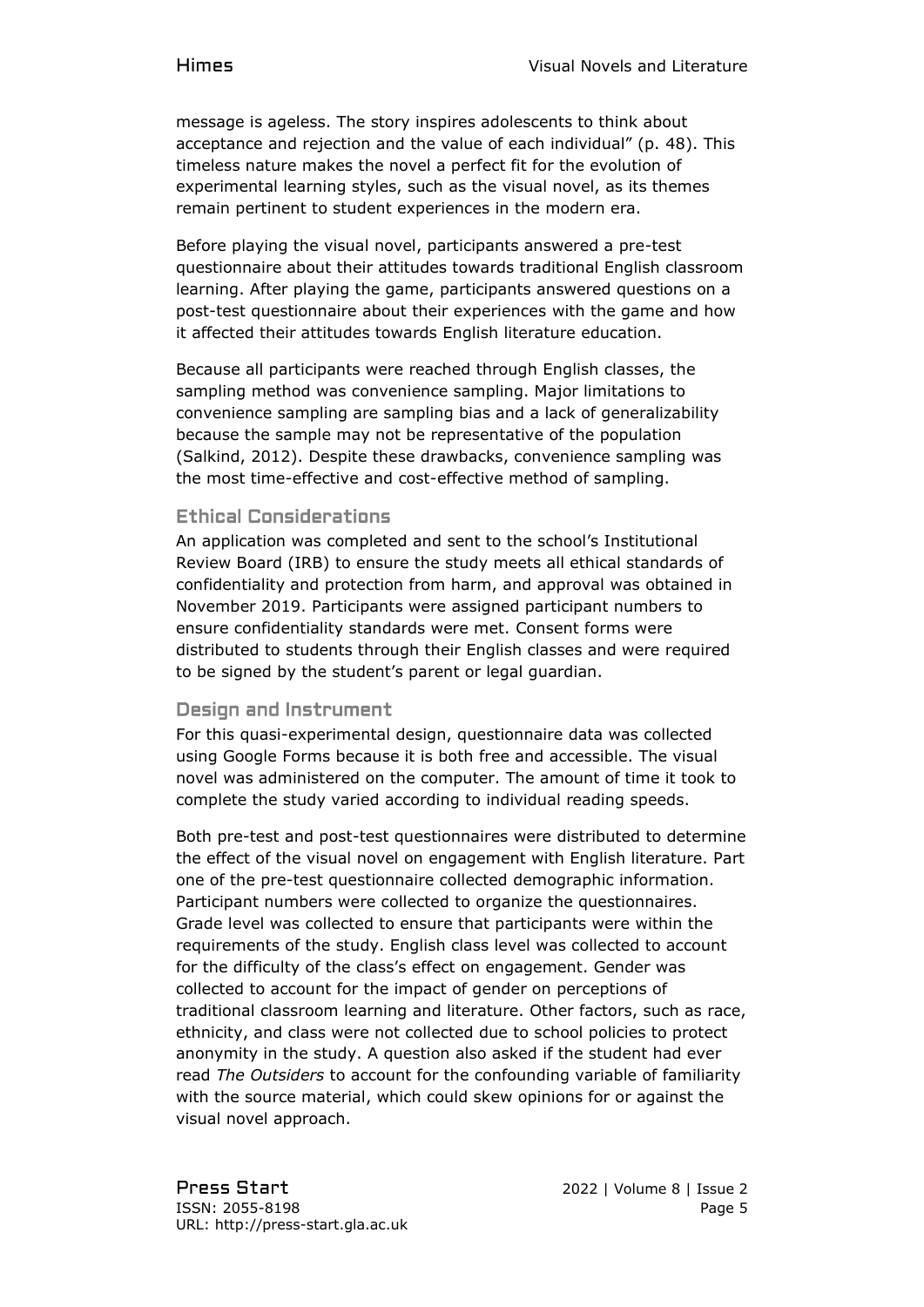message is ageless. The story inspires adolescents to think about acceptance and rejection and the value of each individual" (p. 48). This timeless nature makes the novel a perfect fit for the evolution of experimental learning styles, such as the visual novel, as its themes remain pertinent to student experiences in the modern era.

Before playing the visual novel, participants answered a pre-test questionnaire about their attitudes towards traditional English classroom learning. After playing the game, participants answered questions on a post-test questionnaire about their experiences with the game and how it affected their attitudes towards English literature education.

Because all participants were reached through English classes, the sampling method was convenience sampling. Major limitations to convenience sampling are sampling bias and a lack of generalizability because the sample may not be representative of the population (Salkind, 2012). Despite these drawbacks, convenience sampling was the most time-effective and cost-effective method of sampling.

### Ethical Considerations

An application was completed and sent to the school's Institutional Review Board (IRB) to ensure the study meets all ethical standards of confidentiality and protection from harm, and approval was obtained in November 2019. Participants were assigned participant numbers to ensure confidentiality standards were met. Consent forms were distributed to students through their English classes and were required to be signed by the student's parent or legal guardian.

### Design and Instrument

For this quasi-experimental design, questionnaire data was collected using Google Forms because it is both free and accessible. The visual novel was administered on the computer. The amount of time it took to complete the study varied according to individual reading speeds.

Both pre-test and post-test questionnaires were distributed to determine the effect of the visual novel on engagement with English literature. Part one of the pre-test questionnaire collected demographic information. Participant numbers were collected to organize the questionnaires. Grade level was collected to ensure that participants were within the requirements of the study. English class level was collected to account for the difficulty of the class's effect on engagement. Gender was collected to account for the impact of gender on perceptions of traditional classroom learning and literature. Other factors, such as race, ethnicity, and class were not collected due to school policies to protect anonymity in the study. A question also asked if the student had ever read *The Outsiders* to account for the confounding variable of familiarity with the source material, which could skew opinions for or against the visual novel approach.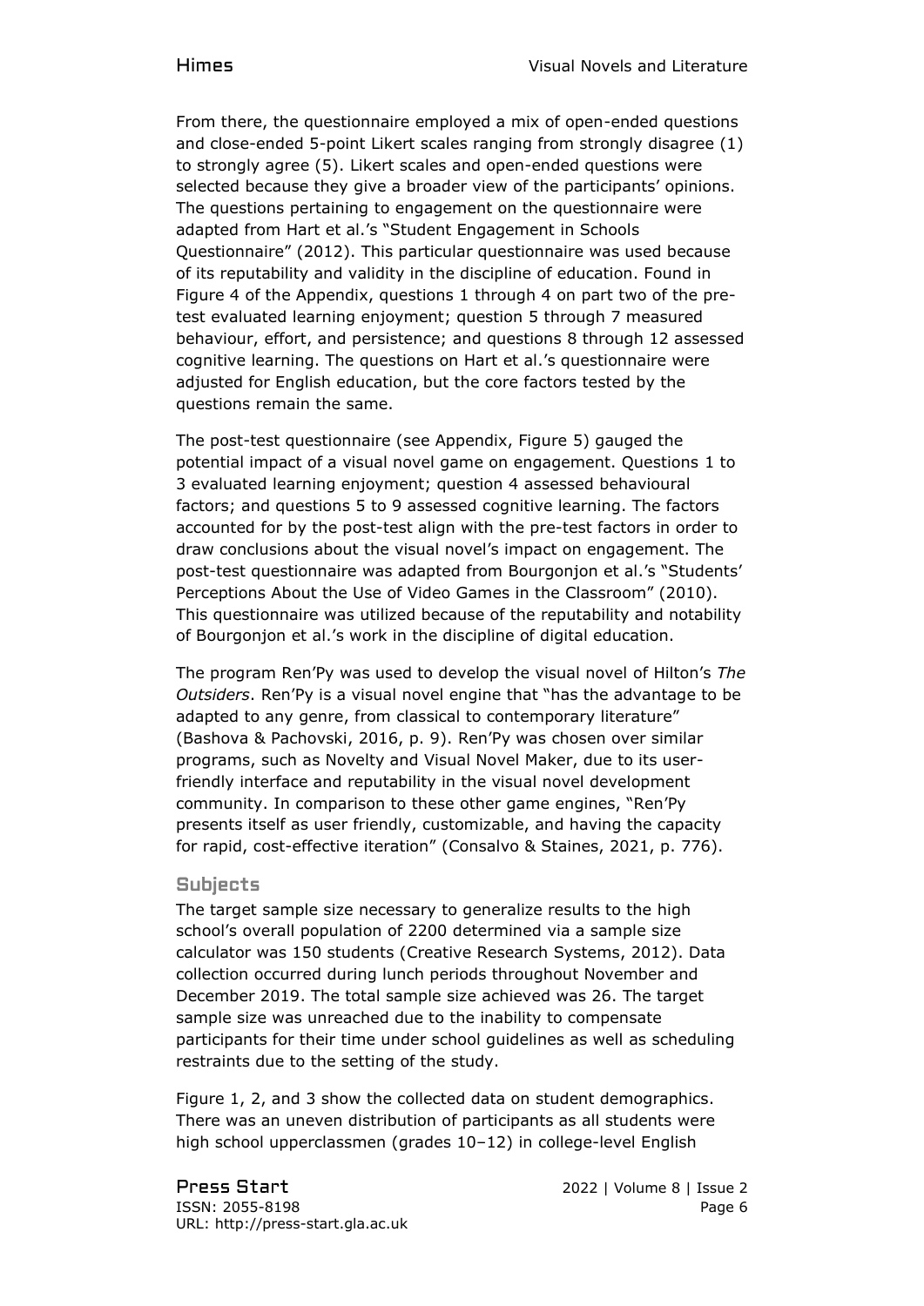From there, the questionnaire employed a mix of open-ended questions and close-ended 5-point Likert scales ranging from strongly disagree (1) to strongly agree (5). Likert scales and open-ended questions were selected because they give a broader view of the participants' opinions. The questions pertaining to engagement on the questionnaire were adapted from Hart et al.'s "Student Engagement in Schools Questionnaire" (2012). This particular questionnaire was used because of its reputability and validity in the discipline of education. Found in Figure 4 of the Appendix, questions 1 through 4 on part two of the pre-test evaluated learning enjoyment; question 5 through 7 measured behaviour, effort, and persistence; and questions 8 through 12 assessed cognitive learning. The questions on Hart et al.'s questionnaire were adjusted for English education, but the core factors tested by the questions remain the same.

The post-test questionnaire (see Appendix, Figure 5) gauged the potential impact of a visual novel game on engagement. Questions 1 to 3 evaluated learning enjoyment; question 4 assessed behavioural factors; and questions 5 to 9 assessed cognitive learning. The factors accounted for by the post-test align with the pre-test factors in order to draw conclusions about the visual novel's impact on engagement. The post-test questionnaire was adapted from Bourgonjon et al.'s "Students' Perceptions About the Use of Video Games in the Classroom" (2010). This questionnaire was utilized because of the reputability and notability of Bourgonjon et al.'s work in the discipline of digital education.

The program Ren'Py was used to develop the visual novel of Hilton's *The Outsiders*. Ren'Py is a visual novel engine that "has the advantage to be adapted to any genre, from classical to contemporary literature" (Bashova & Pachovski, 2016, p. 9). Ren'Py was chosen over similar programs, such as Novelty and Visual Novel Maker, due to its user-friendly interface and reputability in the visual novel development community. In comparison to these other game engines, "Ren'Py presents itself as user friendly, customizable, and having the capacity for rapid, cost-effective iteration" (Consalvo & Staines, 2021, p. 776).

## Subjects

The target sample size necessary to generalize results to the high school's overall population of 2200 determined via a sample size calculator was 150 students (Creative Research Systems, 2012). Data collection occurred during lunch periods throughout November and December 2019. The total sample size achieved was 26. The target sample size was unreached due to the inability to compensate participants for their time under school guidelines as well as scheduling restraints due to the setting of the study.

Figure 1, 2, and 3 show the collected data on student demographics. There was an uneven distribution of participants as all students were high school upperclassmen (grades 10–12) in college-level English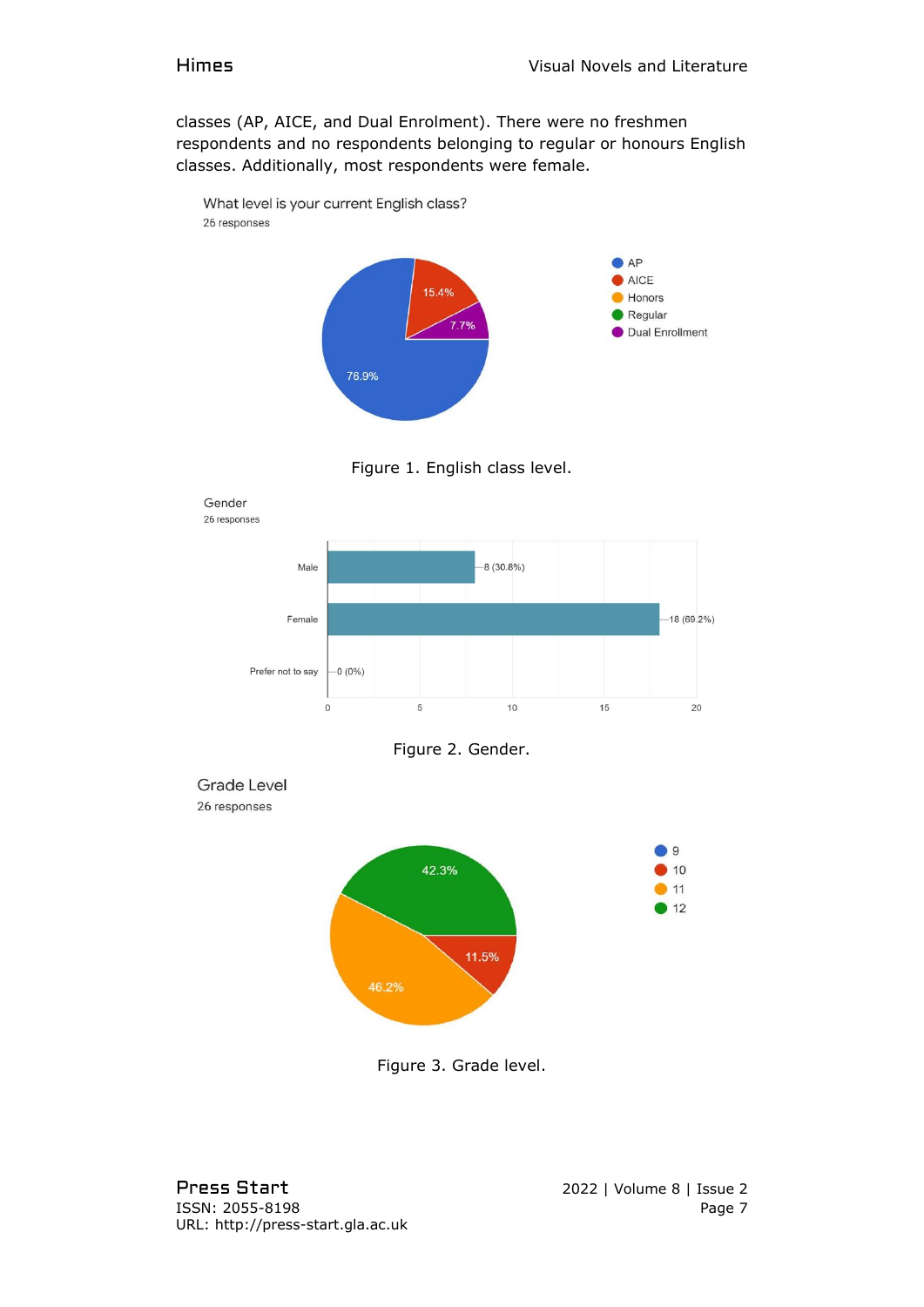classes (AP, AICE, and Dual Enrolment). There were no freshmen respondents and no respondents belonging to regular or honours English classes. Additionally, most respondents were female.

What level is your current English class?
26 responses

| Level | Percentage |
|---|---|
| AP | 76.9% |
| AICE | 15.4% |
| Honors | |
| Regular | |
| Dual Enrollment | 7.7% |

Figure 1. English class level.

Gender
26 responses

| Gender | Responses |
|---|---|
| Male | 8 (30.8%) |
| Female | 18 (69.2%) |
| Prefer not to say | 0 (0%) |

Figure 2. Gender.

Grade Level
26 responses

| Grade | Percentage |
|---|---|
| 9 | |
| 10 | 11.5% |
| 11 | 46.2% |
| 12 | 42.3% |

Figure 3. Grade level.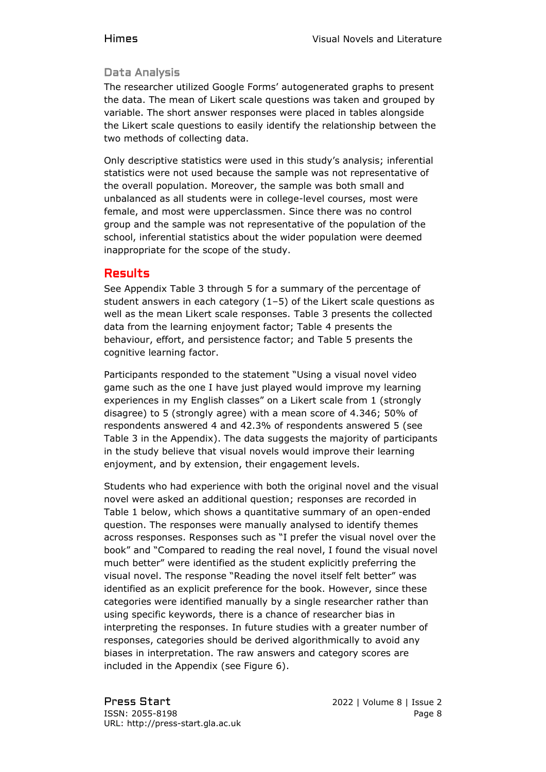### Data Analysis

The researcher utilized Google Forms' autogenerated graphs to present the data. The mean of Likert scale questions was taken and grouped by variable. The short answer responses were placed in tables alongside the Likert scale questions to easily identify the relationship between the two methods of collecting data.

Only descriptive statistics were used in this study's analysis; inferential statistics were not used because the sample was not representative of the overall population. Moreover, the sample was both small and unbalanced as all students were in college-level courses, most were female, and most were upperclassmen. Since there was no control group and the sample was not representative of the population of the school, inferential statistics about the wider population were deemed inappropriate for the scope of the study.

## Results

See Appendix Table 3 through 5 for a summary of the percentage of student answers in each category (1–5) of the Likert scale questions as well as the mean Likert scale responses. Table 3 presents the collected data from the learning enjoyment factor; Table 4 presents the behaviour, effort, and persistence factor; and Table 5 presents the cognitive learning factor.

Participants responded to the statement "Using a visual novel video game such as the one I have just played would improve my learning experiences in my English classes" on a Likert scale from 1 (strongly disagree) to 5 (strongly agree) with a mean score of 4.346; 50% of respondents answered 4 and 42.3% of respondents answered 5 (see Table 3 in the Appendix). The data suggests the majority of participants in the study believe that visual novels would improve their learning enjoyment, and by extension, their engagement levels.

Students who had experience with both the original novel and the visual novel were asked an additional question; responses are recorded in Table 1 below, which shows a quantitative summary of an open-ended question. The responses were manually analysed to identify themes across responses. Responses such as "I prefer the visual novel over the book" and "Compared to reading the real novel, I found the visual novel much better" were identified as the student explicitly preferring the visual novel. The response "Reading the novel itself felt better" was identified as an explicit preference for the book. However, since these categories were identified manually by a single researcher rather than using specific keywords, there is a chance of researcher bias in interpreting the responses. In future studies with a greater number of responses, categories should be derived algorithmically to avoid any biases in interpretation. The raw answers and category scores are included in the Appendix (see Figure 6).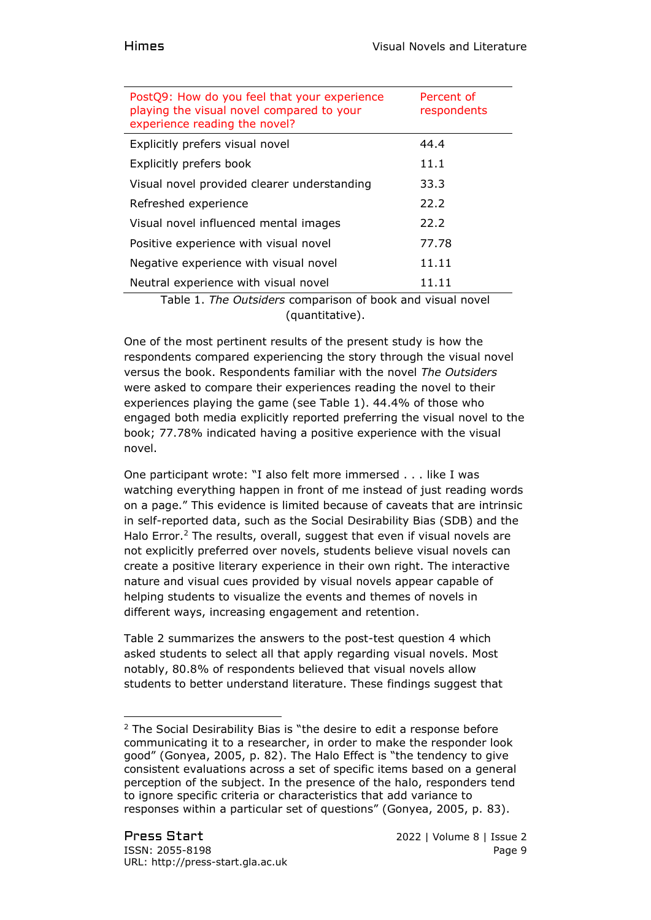| PostQ9: How do you feel that your experience playing the visual novel compared to your experience reading the novel? | Percent of respondents |
|---|---|
| Explicitly prefers visual novel | 44.4 |
| Explicitly prefers book | 11.1 |
| Visual novel provided clearer understanding | 33.3 |
| Refreshed experience | 22.2 |
| Visual novel influenced mental images | 22.2 |
| Positive experience with visual novel | 77.78 |
| Negative experience with visual novel | 11.11 |
| Neutral experience with visual novel | 11.11 |

Table 1. *The Outsiders* comparison of book and visual novel (quantitative).

One of the most pertinent results of the present study is how the respondents compared experiencing the story through the visual novel versus the book. Respondents familiar with the novel *The Outsiders* were asked to compare their experiences reading the novel to their experiences playing the game (see Table 1). 44.4% of those who engaged both media explicitly reported preferring the visual novel to the book; 77.78% indicated having a positive experience with the visual novel.

One participant wrote: "I also felt more immersed . . . like I was watching everything happen in front of me instead of just reading words on a page." This evidence is limited because of caveats that are intrinsic in self-reported data, such as the Social Desirability Bias (SDB) and the Halo Error.[2] The results, overall, suggest that even if visual novels are not explicitly preferred over novels, students believe visual novels can create a positive literary experience in their own right. The interactive nature and visual cues provided by visual novels appear capable of helping students to visualize the events and themes of novels in different ways, increasing engagement and retention.

Table 2 summarizes the answers to the post-test question 4 which asked students to select all that apply regarding visual novels. Most notably, 80.8% of respondents believed that visual novels allow students to better understand literature. These findings suggest that

[2] The Social Desirability Bias is "the desire to edit a response before communicating it to a researcher, in order to make the responder look good" (Gonyea, 2005, p. 82). The Halo Effect is "the tendency to give consistent evaluations across a set of specific items based on a general perception of the subject. In the presence of the halo, responders tend to ignore specific criteria or characteristics that add variance to responses within a particular set of questions" (Gonyea, 2005, p. 83).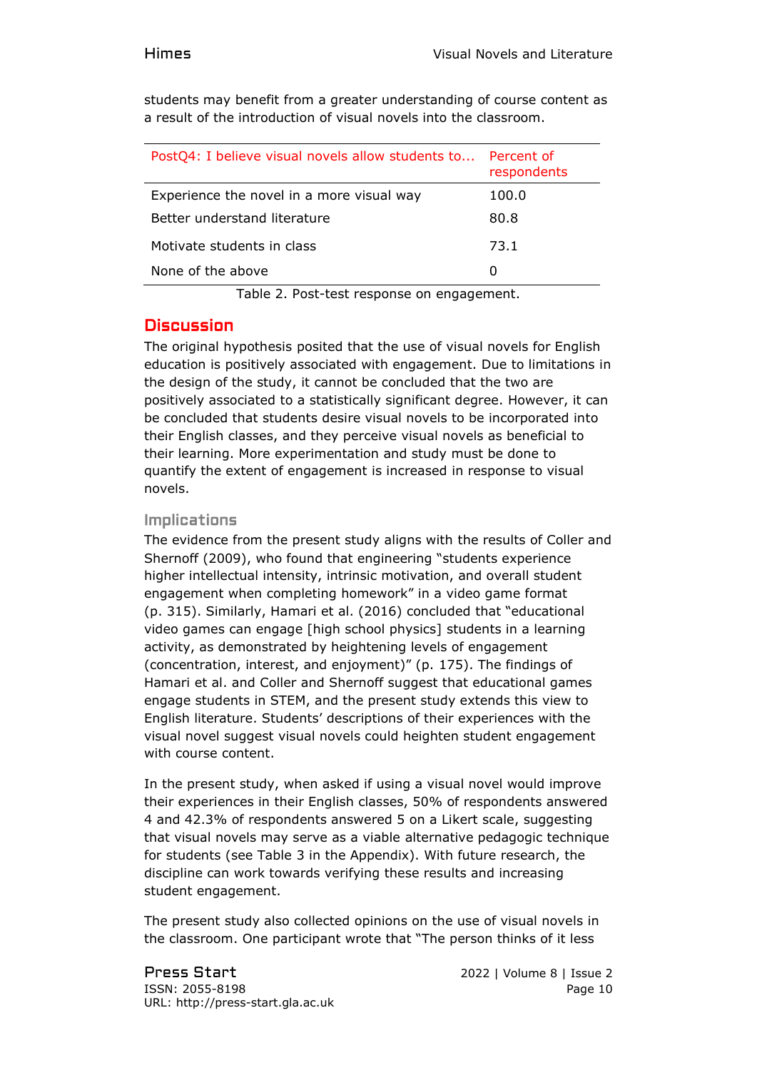students may benefit from a greater understanding of course content as a result of the introduction of visual novels into the classroom.

| PostQ4: I believe visual novels allow students to... | Percent of respondents |
|---|---|
| Experience the novel in a more visual way | 100.0 |
| Better understand literature | 80.8 |
| Motivate students in class | 73.1 |
| None of the above | 0 |

Table 2. Post-test response on engagement.

## Discussion

The original hypothesis posited that the use of visual novels for English education is positively associated with engagement. Due to limitations in the design of the study, it cannot be concluded that the two are positively associated to a statistically significant degree. However, it can be concluded that students desire visual novels to be incorporated into their English classes, and they perceive visual novels as beneficial to their learning. More experimentation and study must be done to quantify the extent of engagement is increased in response to visual novels.

### Implications

The evidence from the present study aligns with the results of Coller and Shernoff (2009), who found that engineering "students experience higher intellectual intensity, intrinsic motivation, and overall student engagement when completing homework" in a video game format (p. 315). Similarly, Hamari et al. (2016) concluded that "educational video games can engage [high school physics] students in a learning activity, as demonstrated by heightening levels of engagement (concentration, interest, and enjoyment)" (p. 175). The findings of Hamari et al. and Coller and Shernoff suggest that educational games engage students in STEM, and the present study extends this view to English literature. Students' descriptions of their experiences with the visual novel suggest visual novels could heighten student engagement with course content.

In the present study, when asked if using a visual novel would improve their experiences in their English classes, 50% of respondents answered 4 and 42.3% of respondents answered 5 on a Likert scale, suggesting that visual novels may serve as a viable alternative pedagogic technique for students (see Table 3 in the Appendix). With future research, the discipline can work towards verifying these results and increasing student engagement.

The present study also collected opinions on the use of visual novels in the classroom. One participant wrote that "The person thinks of it less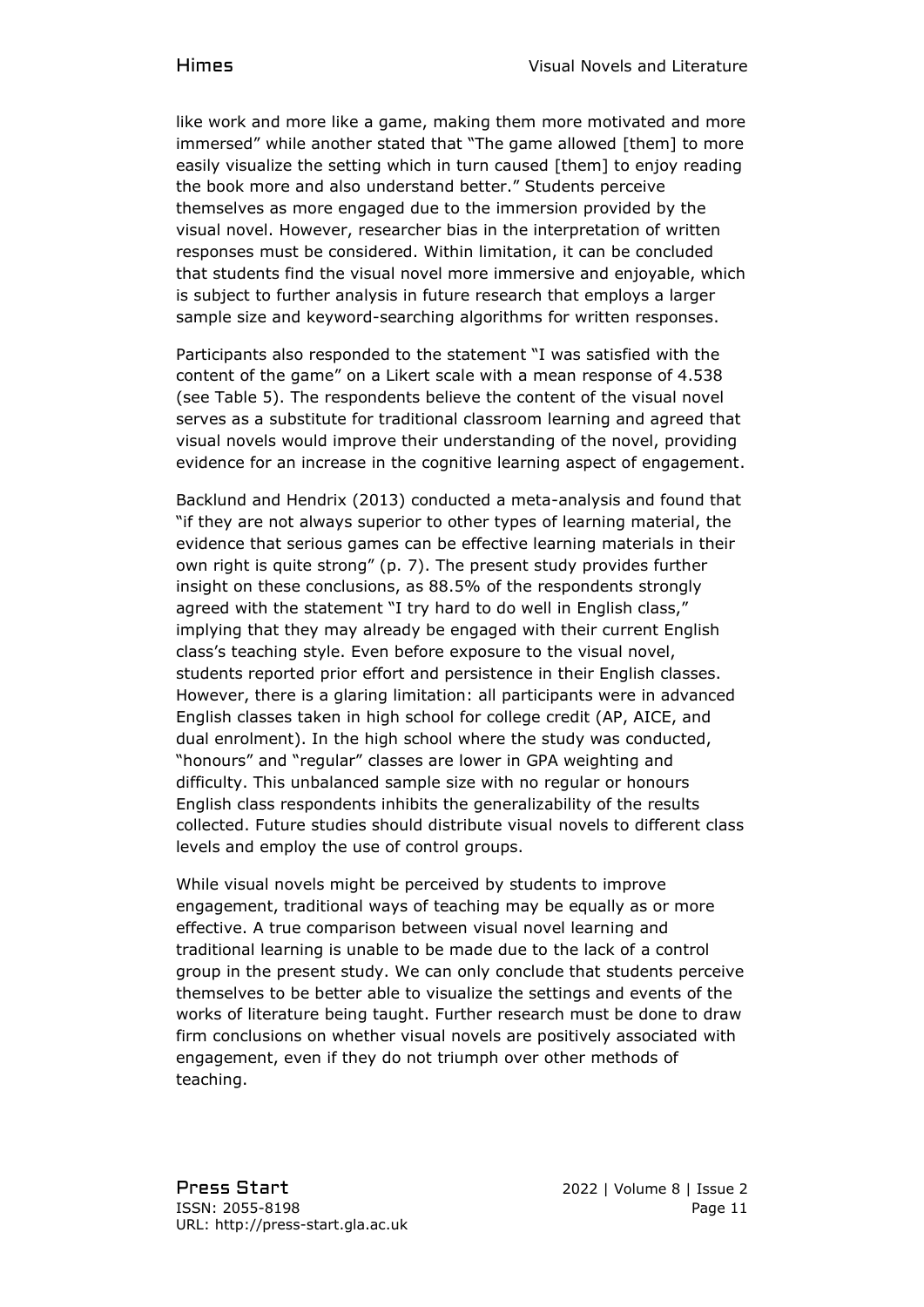like work and more like a game, making them more motivated and more immersed" while another stated that "The game allowed [them] to more easily visualize the setting which in turn caused [them] to enjoy reading the book more and also understand better." Students perceive themselves as more engaged due to the immersion provided by the visual novel. However, researcher bias in the interpretation of written responses must be considered. Within limitation, it can be concluded that students find the visual novel more immersive and enjoyable, which is subject to further analysis in future research that employs a larger sample size and keyword-searching algorithms for written responses.

Participants also responded to the statement "I was satisfied with the content of the game" on a Likert scale with a mean response of 4.538 (see Table 5). The respondents believe the content of the visual novel serves as a substitute for traditional classroom learning and agreed that visual novels would improve their understanding of the novel, providing evidence for an increase in the cognitive learning aspect of engagement.

Backlund and Hendrix (2013) conducted a meta-analysis and found that "if they are not always superior to other types of learning material, the evidence that serious games can be effective learning materials in their own right is quite strong" (p. 7). The present study provides further insight on these conclusions, as 88.5% of the respondents strongly agreed with the statement "I try hard to do well in English class," implying that they may already be engaged with their current English class's teaching style. Even before exposure to the visual novel, students reported prior effort and persistence in their English classes. However, there is a glaring limitation: all participants were in advanced English classes taken in high school for college credit (AP, AICE, and dual enrolment). In the high school where the study was conducted, "honours" and "regular" classes are lower in GPA weighting and difficulty. This unbalanced sample size with no regular or honours English class respondents inhibits the generalizability of the results collected. Future studies should distribute visual novels to different class levels and employ the use of control groups.

While visual novels might be perceived by students to improve engagement, traditional ways of teaching may be equally as or more effective. A true comparison between visual novel learning and traditional learning is unable to be made due to the lack of a control group in the present study. We can only conclude that students perceive themselves to be better able to visualize the settings and events of the works of literature being taught. Further research must be done to draw firm conclusions on whether visual novels are positively associated with engagement, even if they do not triumph over other methods of teaching.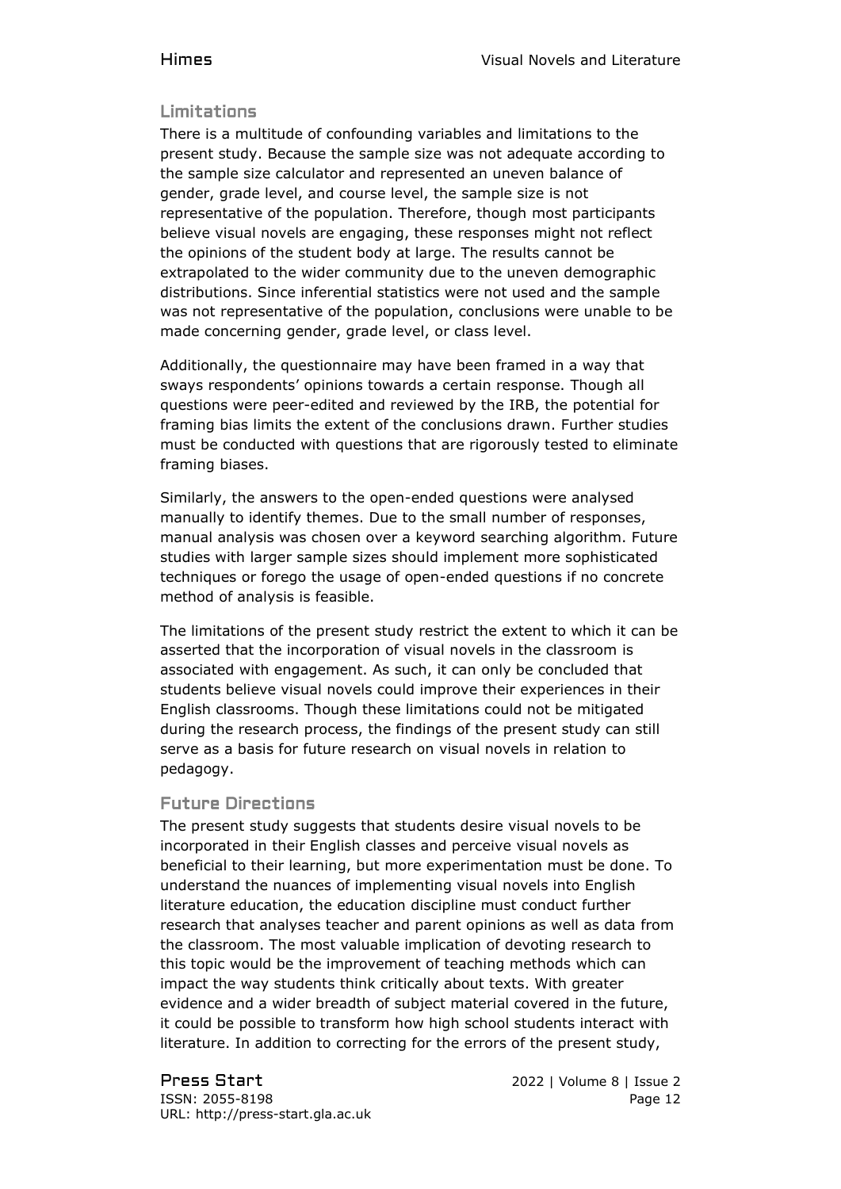## Limitations

There is a multitude of confounding variables and limitations to the present study. Because the sample size was not adequate according to the sample size calculator and represented an uneven balance of gender, grade level, and course level, the sample size is not representative of the population. Therefore, though most participants believe visual novels are engaging, these responses might not reflect the opinions of the student body at large. The results cannot be extrapolated to the wider community due to the uneven demographic distributions. Since inferential statistics were not used and the sample was not representative of the population, conclusions were unable to be made concerning gender, grade level, or class level.

Additionally, the questionnaire may have been framed in a way that sways respondents' opinions towards a certain response. Though all questions were peer-edited and reviewed by the IRB, the potential for framing bias limits the extent of the conclusions drawn. Further studies must be conducted with questions that are rigorously tested to eliminate framing biases.

Similarly, the answers to the open-ended questions were analysed manually to identify themes. Due to the small number of responses, manual analysis was chosen over a keyword searching algorithm. Future studies with larger sample sizes should implement more sophisticated techniques or forego the usage of open-ended questions if no concrete method of analysis is feasible.

The limitations of the present study restrict the extent to which it can be asserted that the incorporation of visual novels in the classroom is associated with engagement. As such, it can only be concluded that students believe visual novels could improve their experiences in their English classrooms. Though these limitations could not be mitigated during the research process, the findings of the present study can still serve as a basis for future research on visual novels in relation to pedagogy.

## Future Directions

The present study suggests that students desire visual novels to be incorporated in their English classes and perceive visual novels as beneficial to their learning, but more experimentation must be done. To understand the nuances of implementing visual novels into English literature education, the education discipline must conduct further research that analyses teacher and parent opinions as well as data from the classroom. The most valuable implication of devoting research to this topic would be the improvement of teaching methods which can impact the way students think critically about texts. With greater evidence and a wider breadth of subject material covered in the future, it could be possible to transform how high school students interact with literature. In addition to correcting for the errors of the present study,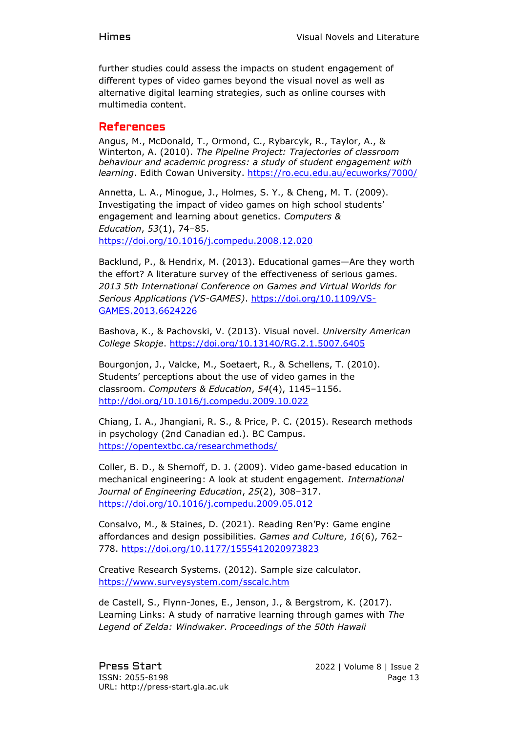further studies could assess the impacts on student engagement of different types of video games beyond the visual novel as well as alternative digital learning strategies, such as online courses with multimedia content.

## References

Angus, M., McDonald, T., Ormond, C., Rybarcyk, R., Taylor, A., & Winterton, A. (2010). *The Pipeline Project: Trajectories of classroom behaviour and academic progress: a study of student engagement with learning*. Edith Cowan University. https://ro.ecu.edu.au/ecuworks/7000/

Annetta, L. A., Minogue, J., Holmes, S. Y., & Cheng, M. T. (2009). Investigating the impact of video games on high school students' engagement and learning about genetics. *Computers & Education*, *53*(1), 74–85. https://doi.org/10.1016/j.compedu.2008.12.020

Backlund, P., & Hendrix, M. (2013). Educational games—Are they worth the effort? A literature survey of the effectiveness of serious games. *2013 5th International Conference on Games and Virtual Worlds for Serious Applications (VS-GAMES)*. https://doi.org/10.1109/VS-GAMES.2013.6624226

Bashova, K., & Pachovski, V. (2013). Visual novel. *University American College Skopje*. https://doi.org/10.13140/RG.2.1.5007.6405

Bourgonjon, J., Valcke, M., Soetaert, R., & Schellens, T. (2010). Students' perceptions about the use of video games in the classroom. *Computers & Education*, *54*(4), 1145–1156. http://doi.org/10.1016/j.compedu.2009.10.022

Chiang, I. A., Jhangiani, R. S., & Price, P. C. (2015). Research methods in psychology (2nd Canadian ed.). BC Campus. https://opentextbc.ca/researchmethods/

Coller, B. D., & Shernoff, D. J. (2009). Video game-based education in mechanical engineering: A look at student engagement. *International Journal of Engineering Education*, *25*(2), 308–317. https://doi.org/10.1016/j.compedu.2009.05.012

Consalvo, M., & Staines, D. (2021). Reading Ren'Py: Game engine affordances and design possibilities. *Games and Culture*, *16*(6), 762–778. https://doi.org/10.1177/1555412020973823

Creative Research Systems. (2012). Sample size calculator. https://www.surveysystem.com/sscalc.htm

de Castell, S., Flynn-Jones, E., Jenson, J., & Bergstrom, K. (2017). Learning Links: A study of narrative learning through games with *The Legend of Zelda: Windwaker*. *Proceedings of the 50th Hawaii*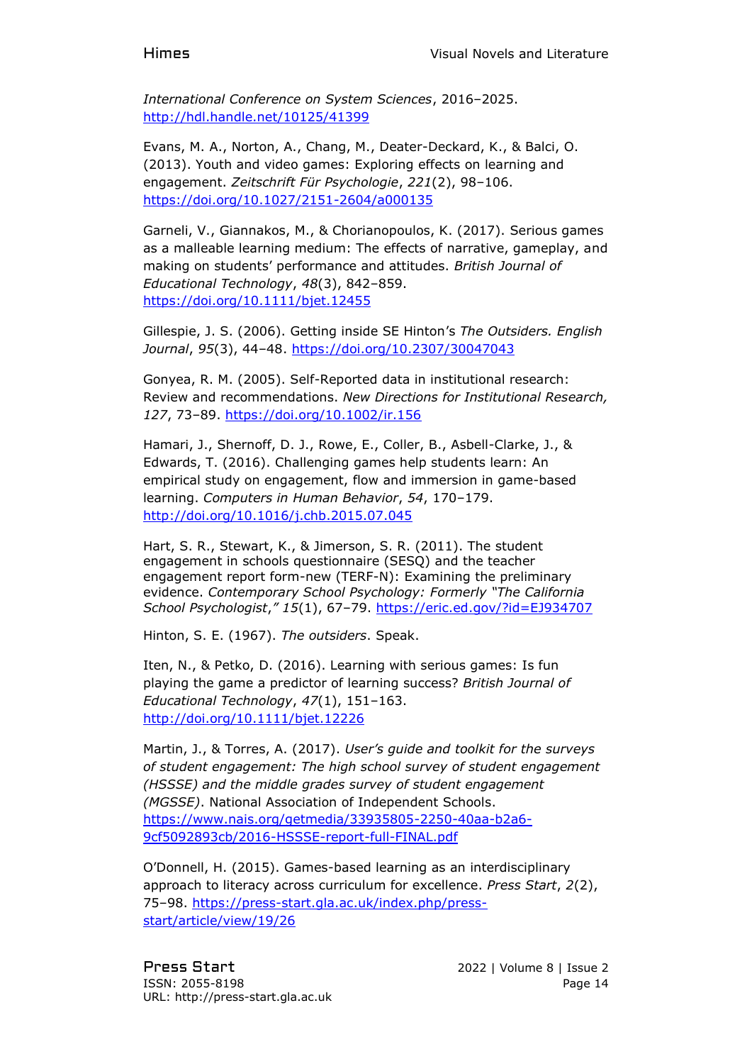*International Conference on System Sciences*, 2016–2025. http://hdl.handle.net/10125/41399

Evans, M. A., Norton, A., Chang, M., Deater-Deckard, K., & Balci, O. (2013). Youth and video games: Exploring effects on learning and engagement. *Zeitschrift Für Psychologie*, *221*(2), 98–106. https://doi.org/10.1027/2151-2604/a000135

Garneli, V., Giannakos, M., & Chorianopoulos, K. (2017). Serious games as a malleable learning medium: The effects of narrative, gameplay, and making on students' performance and attitudes. *British Journal of Educational Technology*, *48*(3), 842–859. https://doi.org/10.1111/bjet.12455

Gillespie, J. S. (2006). Getting inside SE Hinton's *The Outsiders. English Journal*, *95*(3), 44–48. https://doi.org/10.2307/30047043

Gonyea, R. M. (2005). Self-Reported data in institutional research: Review and recommendations. *New Directions for Institutional Research, 127*, 73–89. https://doi.org/10.1002/ir.156

Hamari, J., Shernoff, D. J., Rowe, E., Coller, B., Asbell-Clarke, J., & Edwards, T. (2016). Challenging games help students learn: An empirical study on engagement, flow and immersion in game-based learning. *Computers in Human Behavior*, *54*, 170–179. http://doi.org/10.1016/j.chb.2015.07.045

Hart, S. R., Stewart, K., & Jimerson, S. R. (2011). The student engagement in schools questionnaire (SESQ) and the teacher engagement report form-new (TERF-N): Examining the preliminary evidence. *Contemporary School Psychology: Formerly "The California School Psychologist*,*" 15*(1), 67–79. https://eric.ed.gov/?id=EJ934707

Hinton, S. E. (1967). *The outsiders*. Speak.

Iten, N., & Petko, D. (2016). Learning with serious games: Is fun playing the game a predictor of learning success? *British Journal of Educational Technology*, *47*(1), 151–163. http://doi.org/10.1111/bjet.12226

Martin, J., & Torres, A. (2017). *User's guide and toolkit for the surveys of student engagement: The high school survey of student engagement (HSSSE) and the middle grades survey of student engagement (MGSSE)*. National Association of Independent Schools. https://www.nais.org/getmedia/33935805-2250-40aa-b2a6-9cf5092893cb/2016-HSSSE-report-full-FINAL.pdf

O'Donnell, H. (2015). Games-based learning as an interdisciplinary approach to literacy across curriculum for excellence. *Press Start*, *2*(2), 75–98. https://press-start.gla.ac.uk/index.php/press-start/article/view/19/26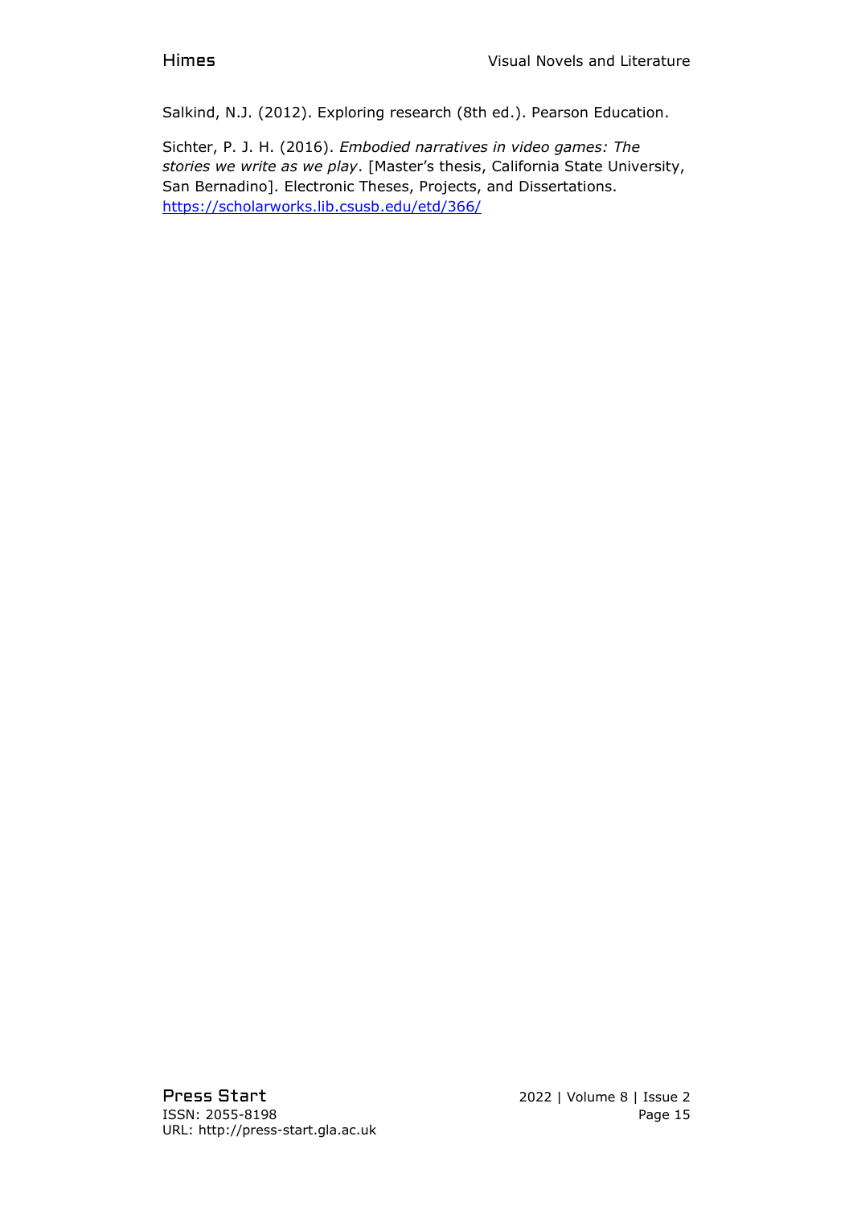Salkind, N.J. (2012). Exploring research (8th ed.). Pearson Education.

Sichter, P. J. H. (2016). *Embodied narratives in video games: The stories we write as we play*. [Master's thesis, California State University, San Bernadino]. Electronic Theses, Projects, and Dissertations. https://scholarworks.lib.csusb.edu/etd/366/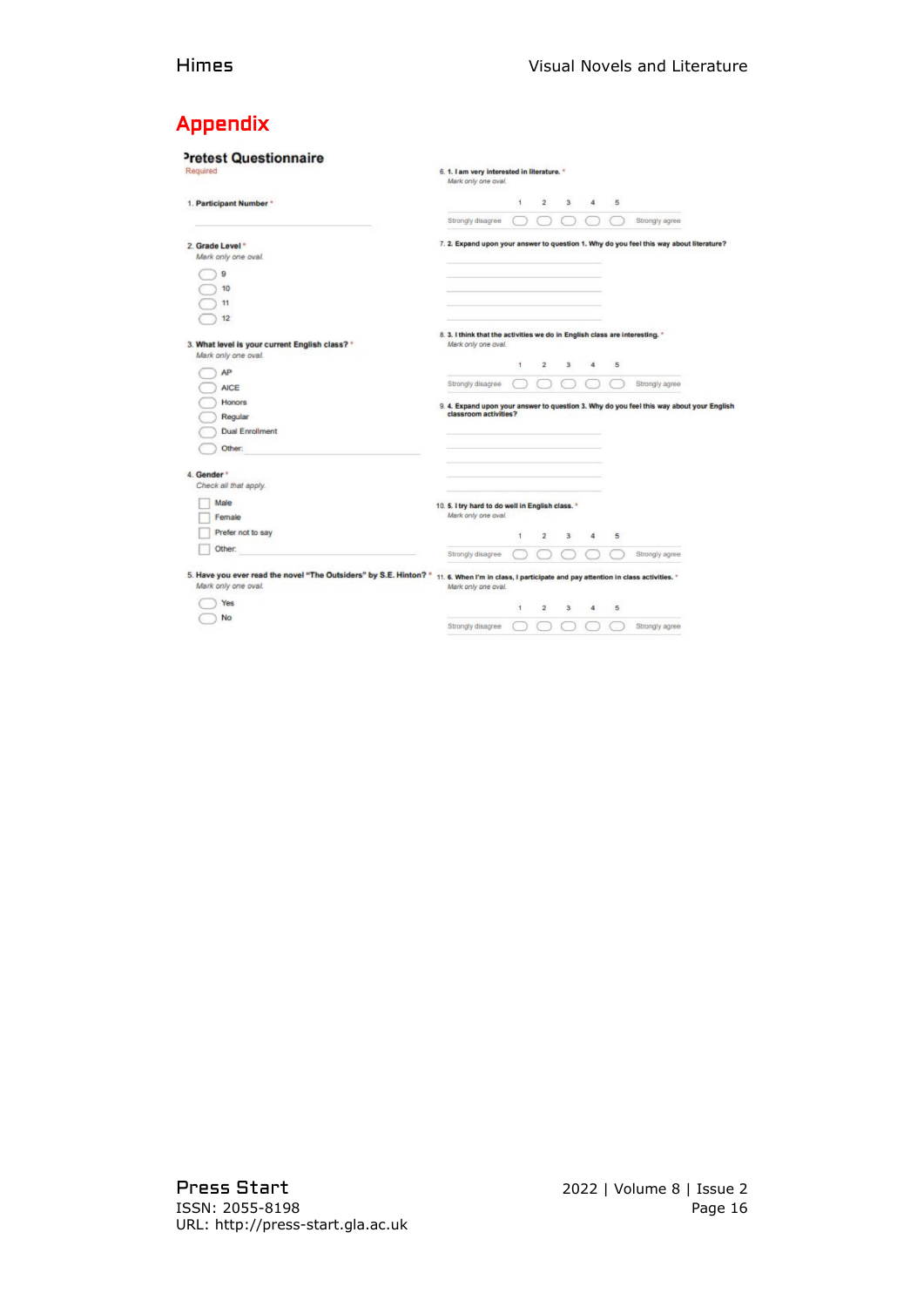# Appendix

## Pretest Questionnaire

\* Required

1. **Participant Number** *

2. **Grade Level** *
   *Mark only one oval.*
   - 9
   - 10
   - 11
   - 12

3. **What level is your current English class?** *
   *Mark only one oval.*
   - AP
   - AICE
   - Honors
   - Regular
   - Dual Enrollment
   - Other:

4. **Gender** *
   *Check all that apply.*
   - Male
   - Female
   - Prefer not to say
   - Other:

5. **Have you ever read the novel "The Outsiders" by S.E. Hinton?** *
   *Mark only one oval.*
   - Yes
   - No

6. **1. I am very interested in literature.** *
   *Mark only one oval.*

   Strongly disagree 1 2 3 4 5 Strongly agree

7. **2. Expand upon your answer to question 1. Why do you feel this way about literature?**

8. **3. I think that the activities we do in English class are interesting.** *
   *Mark only one oval.*

   Strongly disagree 1 2 3 4 5 Strongly agree

9. **4. Expand upon your answer to question 3. Why do you feel this way about your English classroom activities?**

10. **5. I try hard to do well in English class.** *
    *Mark only one oval.*

    Strongly disagree 1 2 3 4 5 Strongly agree

11. **6. When I'm in class, I participate and pay attention in class activities.** *
    *Mark only one oval.*

    Strongly disagree 1 2 3 4 5 Strongly agree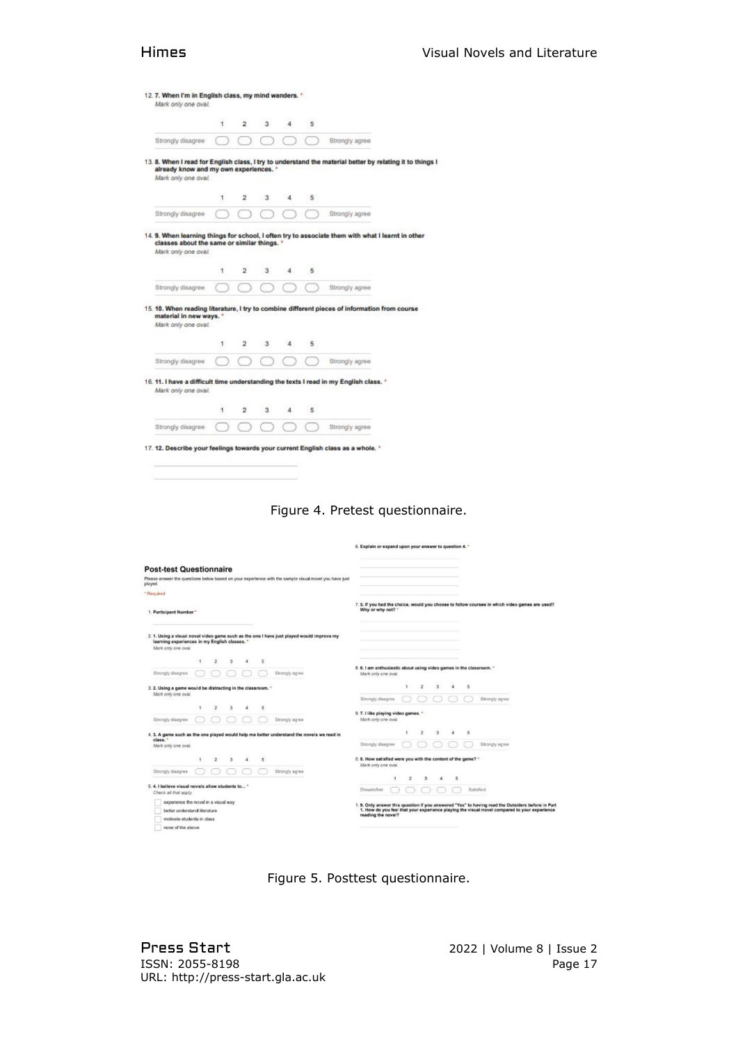12. **7. When I'm in English class, my mind wanders.** *
*Mark only one oval.*

| | 1 | 2 | 3 | 4 | 5 | |
|---|---|---|---|---|---|---|
| Strongly disagree | ◯ | ◯ | ◯ | ◯ | ◯ | Strongly agree |

13. **8. When I read for English class, I try to understand the material better by relating it to things I already know and my own experiences.** *
*Mark only one oval.*

| | 1 | 2 | 3 | 4 | 5 | |
|---|---|---|---|---|---|---|
| Strongly disagree | ◯ | ◯ | ◯ | ◯ | ◯ | Strongly agree |

14. **9. When learning things for school, I often try to associate them with what I learnt in other classes about the same or similar things.** *
*Mark only one oval.*

| | 1 | 2 | 3 | 4 | 5 | |
|---|---|---|---|---|---|---|
| Strongly disagree | ◯ | ◯ | ◯ | ◯ | ◯ | Strongly agree |

15. **10. When reading literature, I try to combine different pieces of information from course material in new ways.** *
*Mark only one oval.*

| | 1 | 2 | 3 | 4 | 5 | |
|---|---|---|---|---|---|---|
| Strongly disagree | ◯ | ◯ | ◯ | ◯ | ◯ | Strongly agree |

16. **11. I have a difficult time understanding the texts I read in my English class.** *
*Mark only one oval.*

| | 1 | 2 | 3 | 4 | 5 | |
|---|---|---|---|---|---|---|
| Strongly disagree | ◯ | ◯ | ◯ | ◯ | ◯ | Strongly agree |

17. **12. Describe your feelings towards your current English class as a whole.** *

Figure 4. Pretest questionnaire.

## Post-test Questionnaire

Please answer the questions below based on your experience with the sample visual novel you have just played.

* Required

1. **Participant Number** *

2. **1. Using a visual novel video game such as the one I have just played would improve my learning experiences in my English classes.** *
*Mark only one oval.*

| | 1 | 2 | 3 | 4 | 5 | |
|---|---|---|---|---|---|---|
| Strongly disagree | ◯ | ◯ | ◯ | ◯ | ◯ | Strongly agree |

3. **2. Using a game would be distracting in the classroom.** *
*Mark only one oval.*

| | 1 | 2 | 3 | 4 | 5 | |
|---|---|---|---|---|---|---|
| Strongly disagree | ◯ | ◯ | ◯ | ◯ | ◯ | Strongly agree |

4. **3. A game such as the one played would help me better understand the novels we read in class.** *
*Mark only one oval.*

| | 1 | 2 | 3 | 4 | 5 | |
|---|---|---|---|---|---|---|
| Strongly disagree | ◯ | ◯ | ◯ | ◯ | ◯ | Strongly agree |

5. **4. I believe visual novels allow students to...** *
*Check all that apply.*

- [ ] experience the novel in a visual way
- [ ] better understand literature
- [ ] motivate students in class
- [ ] none of the above

6. **Explain or expand upon your answer to question 4.** *

7. **5. If you had the choice, would you choose to follow courses in which video games are used? Why or why not?** *

8. **6. I am enthusiastic about using video games in the classroom.** *
*Mark only one oval.*

| | 1 | 2 | 3 | 4 | 5 | |
|---|---|---|---|---|---|---|
| Strongly disagree | ◯ | ◯ | ◯ | ◯ | ◯ | Strongly agree |

9. **7. I like playing video games.** *
*Mark only one oval.*

| | 1 | 2 | 3 | 4 | 5 | |
|---|---|---|---|---|---|---|
| Strongly disagree | ◯ | ◯ | ◯ | ◯ | ◯ | Strongly agree |

10. **8. How satisfied were you with the content of the game?** *
*Mark only one oval.*

| | 1 | 2 | 3 | 4 | 5 | |
|---|---|---|---|---|---|---|
| Dissatisfied | ◯ | ◯ | ◯ | ◯ | ◯ | Satisfied |

11. **9. Only answer this question if you answered "Yes" to having read the Outsiders before in Part 1. How do you feel that your experience playing the visual novel compared to your experience reading the novel?**

Figure 5. Posttest questionnaire.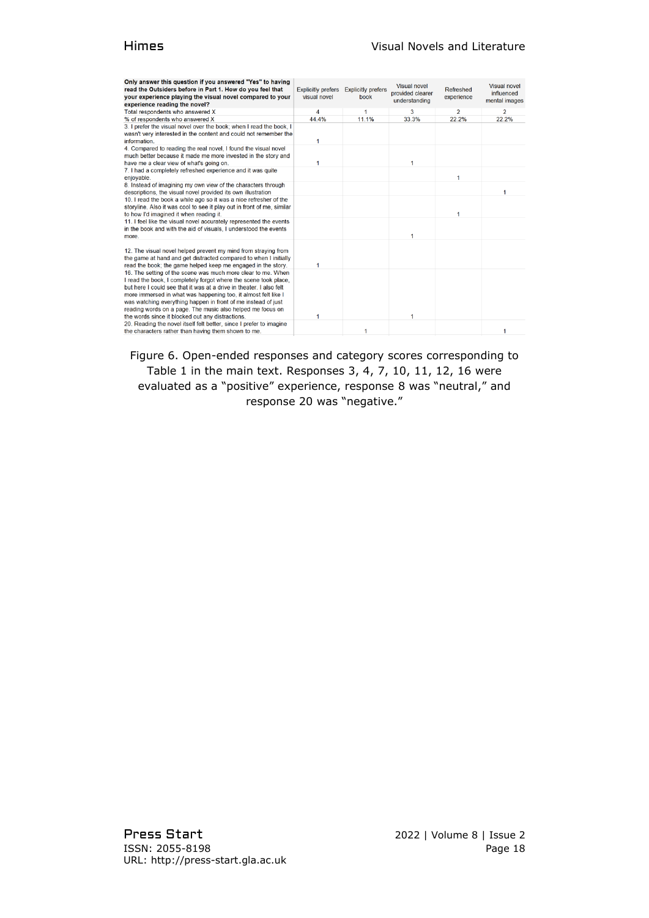| **Only answer this question if you answered "Yes" to having read the Outsiders before in Part 1. How do you feel that your experience playing the visual novel compared to your experience reading the novel?** | Explicitly prefers visual novel | Explicitly prefers book | Visual novel provided clearer understanding | Refreshed experience | Visual novel influenced mental images |
|---|---|---|---|---|---|
| Total respondents who answered X | 4 | 1 | 3 | 2 | 2 |
| % of respondents who answered X | 44.4% | 11.1% | 33.3% | 22.2% | 22.2% |
| 3. I prefer the visual novel over the book; when I read the book, I wasn't very interested in the content and could not remember the information. | 1 | | | | |
| 4. Compared to reading the real novel, I found the visual novel much better because it made me more invested in the story and have me a clear view of what's going on. | 1 | | 1 | | |
| 7. I had a completely refreshed experience and it was quite enjoyable. | | | | 1 | |
| 8. Instead of imagining my own view of the characters through descriptions, the visual novel provided its own illustration | | | | | 1 |
| 10. I read the book a while ago so it was a nice refresher of the storyline. Also it was cool to see it play out in front of me, similar to how I'd imagined it when reading it. | | | | 1 | |
| 11. I feel like the visual novel accurately represented the events in the book and with the aid of visuals, I understood the events more. | | | 1 | | |
| 12. The visual novel helped prevent my mind from straying from the game at hand and get distracted compared to when I initially read the book; the game helped keep me engaged in the story. | 1 | | | | |
| 16. The setting of the scene was much more clear to me. When I read the book, I completely forgot where the scene took place, but here I could see that it was at a drive in theater. I also felt more immersed in what was happening too, it almost felt like I was watching everything happen in front of me instead of just reading words on a page. The music also helped me focus on the words since it blocked out any distractions. | 1 | | 1 | | |
| 20. Reading the novel itself felt better, since I prefer to imagine the characters rather than having them shown to me. | | 1 | | | 1 |

Figure 6. Open-ended responses and category scores corresponding to Table 1 in the main text. Responses 3, 4, 7, 10, 11, 12, 16 were evaluated as a "positive" experience, response 8 was "neutral," and response 20 was "negative."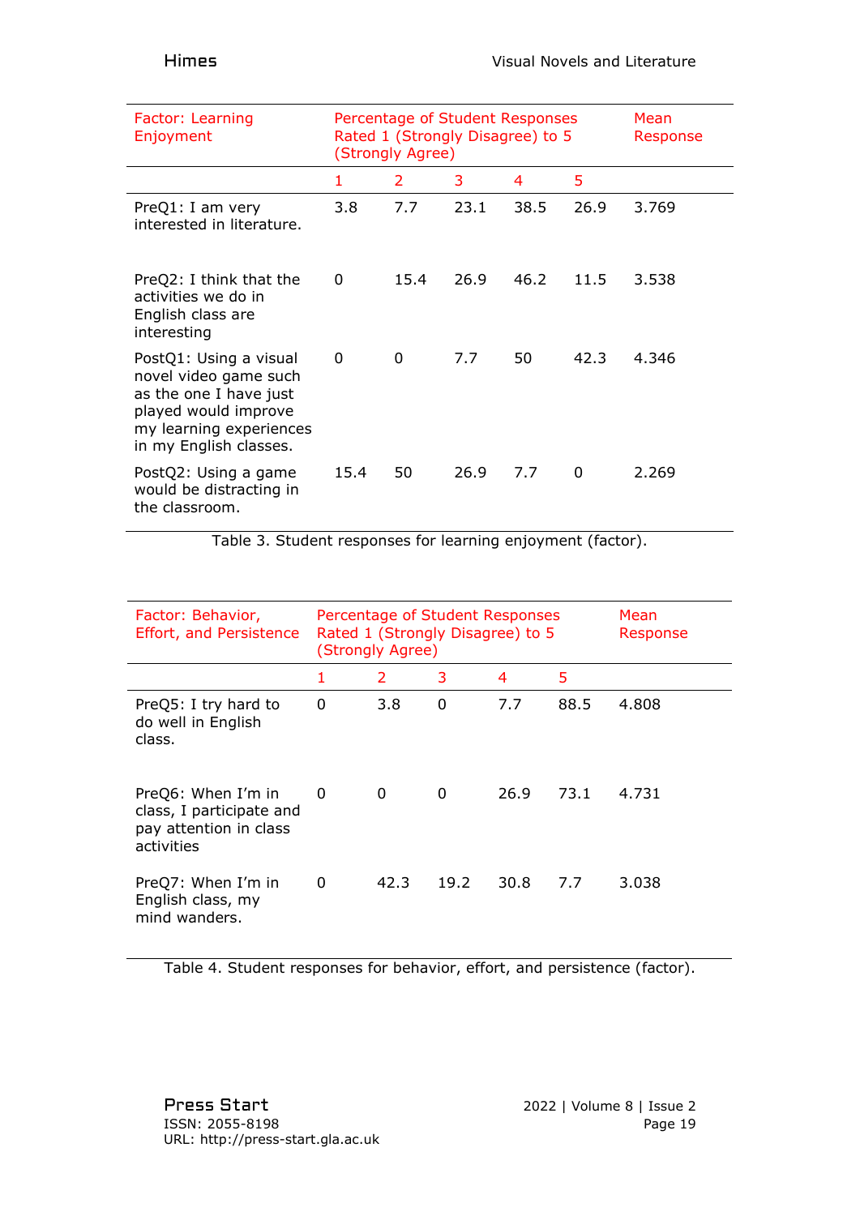| Factor: Learning Enjoyment | Percentage of Student Responses Rated 1 (Strongly Disagree) to 5 (Strongly Agree) | | | | | Mean Response |
|---|---|---|---|---|---|---|
| | 1 | 2 | 3 | 4 | 5 | |
| PreQ1: I am very interested in literature. | 3.8 | 7.7 | 23.1 | 38.5 | 26.9 | 3.769 |
| PreQ2: I think that the activities we do in English class are interesting | 0 | 15.4 | 26.9 | 46.2 | 11.5 | 3.538 |
| PostQ1: Using a visual novel video game such as the one I have just played would improve my learning experiences in my English classes. | 0 | 0 | 7.7 | 50 | 42.3 | 4.346 |
| PostQ2: Using a game would be distracting in the classroom. | 15.4 | 50 | 26.9 | 7.7 | 0 | 2.269 |

Table 3. Student responses for learning enjoyment (factor).

| Factor: Behavior, Effort, and Persistence | Percentage of Student Responses Rated 1 (Strongly Disagree) to 5 (Strongly Agree) | | | | | Mean Response |
|---|---|---|---|---|---|---|
| | 1 | 2 | 3 | 4 | 5 | |
| PreQ5: I try hard to do well in English class. | 0 | 3.8 | 0 | 7.7 | 88.5 | 4.808 |
| PreQ6: When I'm in class, I participate and pay attention in class activities | 0 | 0 | 0 | 26.9 | 73.1 | 4.731 |
| PreQ7: When I'm in English class, my mind wanders. | 0 | 42.3 | 19.2 | 30.8 | 7.7 | 3.038 |

Table 4. Student responses for behavior, effort, and persistence (factor).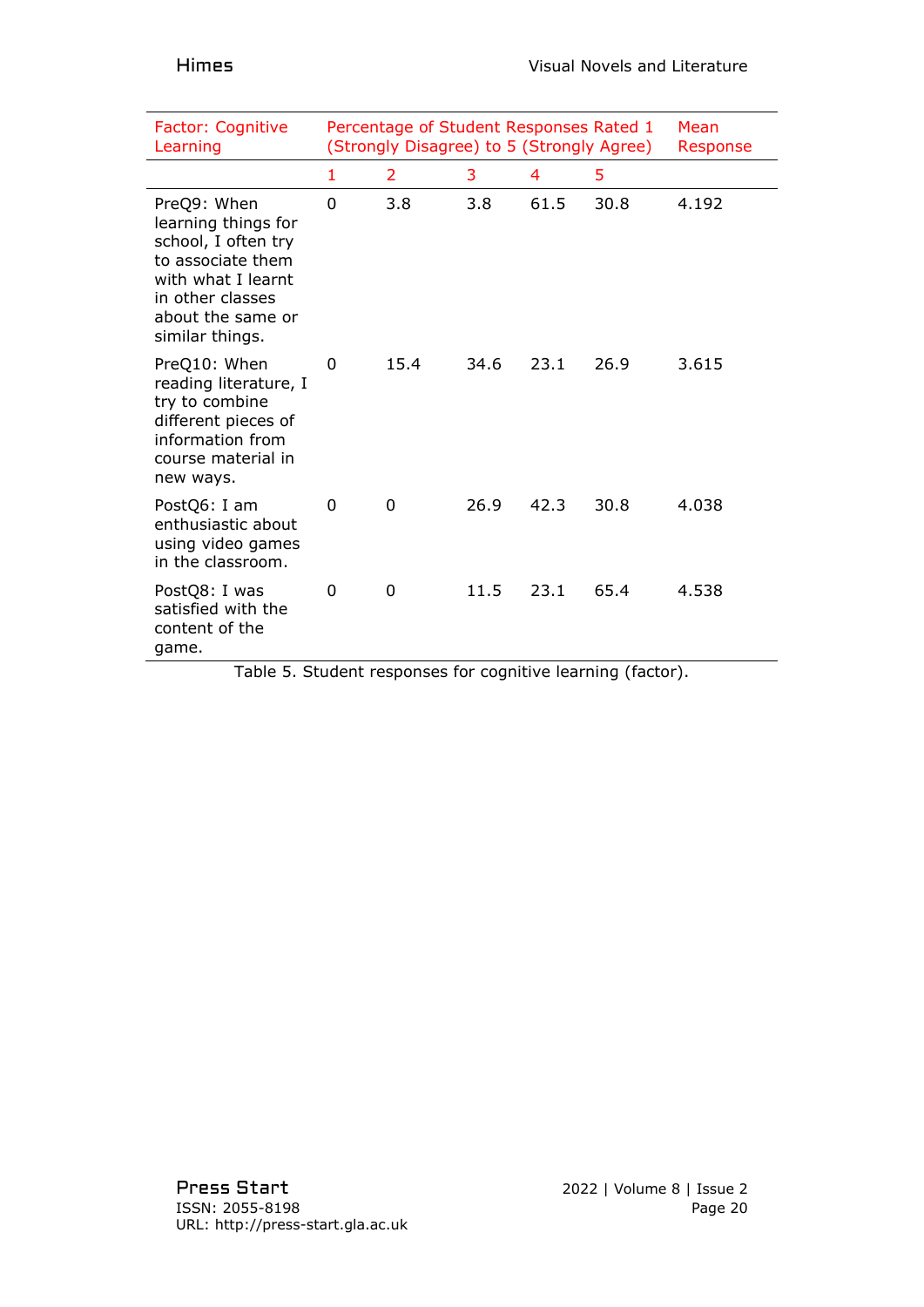| Factor: Cognitive Learning | Percentage of Student Responses Rated 1 (Strongly Disagree) to 5 (Strongly Agree) | | | | | Mean Response |
|---|---|---|---|---|---|---|
| | 1 | 2 | 3 | 4 | 5 | |
| PreQ9: When learning things for school, I often try to associate them with what I learnt in other classes about the same or similar things. | 0 | 3.8 | 3.8 | 61.5 | 30.8 | 4.192 |
| PreQ10: When reading literature, I try to combine different pieces of information from course material in new ways. | 0 | 15.4 | 34.6 | 23.1 | 26.9 | 3.615 |
| PostQ6: I am enthusiastic about using video games in the classroom. | 0 | 0 | 26.9 | 42.3 | 30.8 | 4.038 |
| PostQ8: I was satisfied with the content of the game. | 0 | 0 | 11.5 | 23.1 | 65.4 | 4.538 |

Table 5. Student responses for cognitive learning (factor).